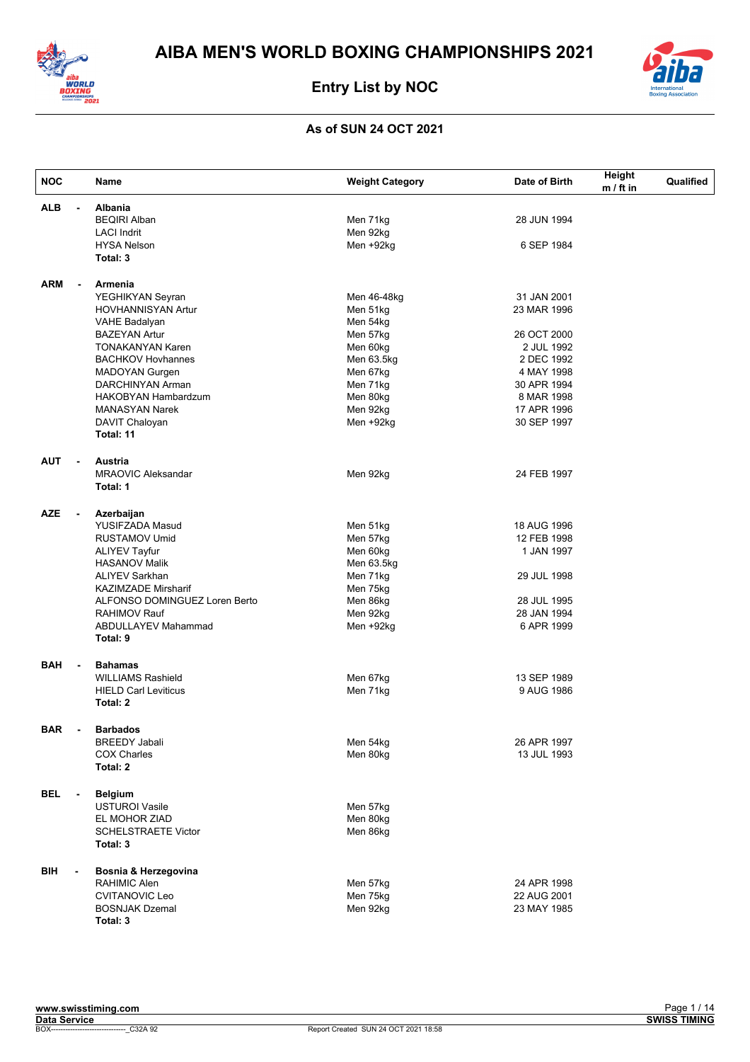# AIBA MEN'S WORLD BOXING CHAMPIONSHIPS 2021

## Entry List by NOC

### As of SUN 24 OCT 2021

| NOC | Name | Weight Category | Date of Birth | Height m / ft in | Qualified |
|---|---|---|---|---|---|
| **ALB - Albania** | | | | | |
| | BEQIRI Alban | Men 71kg | 28 JUN 1994 | | |
| | LACI Indrit | Men 92kg | | | |
| | HYSA Nelson | Men +92kg | 6 SEP 1984 | | |
| | **Total: 3** | | | | |
| **ARM - Armenia** | | | | | |
| | YEGHIKYAN Seyran | Men 46-48kg | 31 JAN 2001 | | |
| | HOVHANNISYAN Artur | Men 51kg | 23 MAR 1996 | | |
| | VAHE Badalyan | Men 54kg | | | |
| | BAZEYAN Artur | Men 57kg | 26 OCT 2000 | | |
| | TONAKANYAN Karen | Men 60kg | 2 JUL 1992 | | |
| | BACHKOV Hovhannes | Men 63.5kg | 2 DEC 1992 | | |
| | MADOYAN Gurgen | Men 67kg | 4 MAY 1998 | | |
| | DARCHINYAN Arman | Men 71kg | 30 APR 1994 | | |
| | HAKOBYAN Hambardzum | Men 80kg | 8 MAR 1998 | | |
| | MANASYAN Narek | Men 92kg | 17 APR 1996 | | |
| | DAVIT Chaloyan | Men +92kg | 30 SEP 1997 | | |
| | **Total: 11** | | | | |
| **AUT - Austria** | | | | | |
| | MRAOVIC Aleksandar | Men 92kg | 24 FEB 1997 | | |
| | **Total: 1** | | | | |
| **AZE - Azerbaijan** | | | | | |
| | YUSIFZADA Masud | Men 51kg | 18 AUG 1996 | | |
| | RUSTAMOV Umid | Men 57kg | 12 FEB 1998 | | |
| | ALIYEV Tayfur | Men 60kg | 1 JAN 1997 | | |
| | HASANOV Malik | Men 63.5kg | | | |
| | ALIYEV Sarkhan | Men 71kg | 29 JUL 1998 | | |
| | KAZIMZADE Mirsharif | Men 75kg | | | |
| | ALFONSO DOMINGUEZ Loren Berto | Men 86kg | 28 JUL 1995 | | |
| | RAHIMOV Rauf | Men 92kg | 28 JAN 1994 | | |
| | ABDULLAYEV Mahammad | Men +92kg | 6 APR 1999 | | |
| | **Total: 9** | | | | |
| **BAH - Bahamas** | | | | | |
| | WILLIAMS Rashield | Men 67kg | 13 SEP 1989 | | |
| | HIELD Carl Leviticus | Men 71kg | 9 AUG 1986 | | |
| | **Total: 2** | | | | |
| **BAR - Barbados** | | | | | |
| | BREEDY Jabali | Men 54kg | 26 APR 1997 | | |
| | COX Charles | Men 80kg | 13 JUL 1993 | | |
| | **Total: 2** | | | | |
| **BEL - Belgium** | | | | | |
| | USTUROI Vasile | Men 57kg | | | |
| | EL MOHOR ZIAD | Men 80kg | | | |
| | SCHELSTRAETE Victor | Men 86kg | | | |
| | **Total: 3** | | | | |
| **BIH - Bosnia & Herzegovina** | | | | | |
| | RAHIMIC Alen | Men 57kg | 24 APR 1998 | | |
| | CVITANOVIC Leo | Men 75kg | 22 AUG 2001 | | |
| | BOSNJAK Dzemal | Men 92kg | 23 MAY 1985 | | |
| | **Total: 3** | | | | |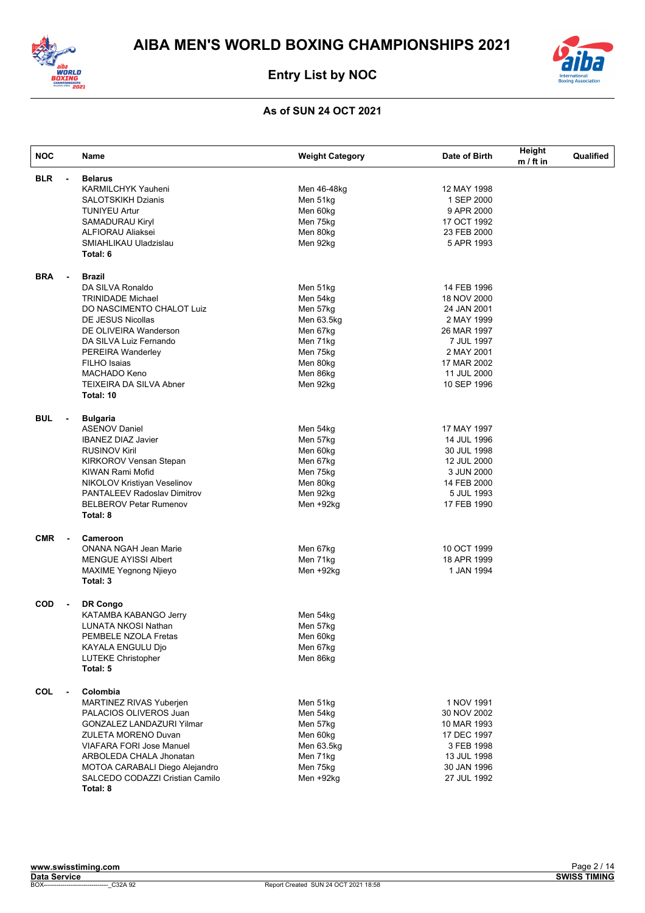# AIBA MEN'S WORLD BOXING CHAMPIONSHIPS 2021

## Entry List by NOC

### As of SUN 24 OCT 2021

| NOC | Name | Weight Category | Date of Birth | Height m / ft in | Qualified |
|---|---|---|---|---|---|
| **BLR** - | **Belarus** | | | | |
| | KARMILCHYK Yauheni | Men 46-48kg | 12 MAY 1998 | | |
| | SALOTSKIKH Dzianis | Men 51kg | 1 SEP 2000 | | |
| | TUNIYEU Artur | Men 60kg | 9 APR 2000 | | |
| | SAMADURAU Kiryl | Men 75kg | 17 OCT 1992 | | |
| | ALFIORAU Aliaksei | Men 80kg | 23 FEB 2000 | | |
| | SMIAHLIKAU Uladzislau | Men 92kg | 5 APR 1993 | | |
| | **Total: 6** | | | | |
| **BRA** - | **Brazil** | | | | |
| | DA SILVA Ronaldo | Men 51kg | 14 FEB 1996 | | |
| | TRINIDADE Michael | Men 54kg | 18 NOV 2000 | | |
| | DO NASCIMENTO CHALOT Luiz | Men 57kg | 24 JAN 2001 | | |
| | DE JESUS Nicollas | Men 63.5kg | 2 MAY 1999 | | |
| | DE OLIVEIRA Wanderson | Men 67kg | 26 MAR 1997 | | |
| | DA SILVA Luiz Fernando | Men 71kg | 7 JUL 1997 | | |
| | PEREIRA Wanderley | Men 75kg | 2 MAY 2001 | | |
| | FILHO Isaias | Men 80kg | 17 MAR 2002 | | |
| | MACHADO Keno | Men 86kg | 11 JUL 2000 | | |
| | TEIXEIRA DA SILVA Abner | Men 92kg | 10 SEP 1996 | | |
| | **Total: 10** | | | | |
| **BUL** - | **Bulgaria** | | | | |
| | ASENOV Daniel | Men 54kg | 17 MAY 1997 | | |
| | IBANEZ DIAZ Javier | Men 57kg | 14 JUL 1996 | | |
| | RUSINOV Kiril | Men 60kg | 30 JUL 1998 | | |
| | KIRKOROV Vensan Stepan | Men 67kg | 12 JUL 2000 | | |
| | KIWAN Rami Mofid | Men 75kg | 3 JUN 2000 | | |
| | NIKOLOV Kristiyan Veselinov | Men 80kg | 14 FEB 2000 | | |
| | PANTALEEV Radoslav Dimitrov | Men 92kg | 5 JUL 1993 | | |
| | BELBEROV Petar Rumenov | Men +92kg | 17 FEB 1990 | | |
| | **Total: 8** | | | | |
| **CMR** - | **Cameroon** | | | | |
| | ONANA NGAH Jean Marie | Men 67kg | 10 OCT 1999 | | |
| | MENGUE AYISSI Albert | Men 71kg | 18 APR 1999 | | |
| | MAXIME Yegnong Njieyo | Men +92kg | 1 JAN 1994 | | |
| | **Total: 3** | | | | |
| **COD** - | **DR Congo** | | | | |
| | KATAMBA KABANGO Jerry | Men 54kg | | | |
| | LUNATA NKOSI Nathan | Men 57kg | | | |
| | PEMBELE NZOLA Fretas | Men 60kg | | | |
| | KAYALA ENGULU Djo | Men 67kg | | | |
| | LUTEKE Christopher | Men 86kg | | | |
| | **Total: 5** | | | | |
| **COL** - | **Colombia** | | | | |
| | MARTINEZ RIVAS Yuberjen | Men 51kg | 1 NOV 1991 | | |
| | PALACIOS OLIVEROS Juan | Men 54kg | 30 NOV 2002 | | |
| | GONZALEZ LANDAZURI Yilmar | Men 57kg | 10 MAR 1993 | | |
| | ZULETA MORENO Duvan | Men 60kg | 17 DEC 1997 | | |
| | VIAFARA FORI Jose Manuel | Men 63.5kg | 3 FEB 1998 | | |
| | ARBOLEDA CHALA Jhonatan | Men 71kg | 13 JUL 1998 | | |
| | MOTOA CARABALI Diego Alejandro | Men 75kg | 30 JAN 1996 | | |
| | SALCEDO CODAZZI Cristian Camilo | Men +92kg | 27 JUL 1992 | | |
| | **Total: 8** | | | | |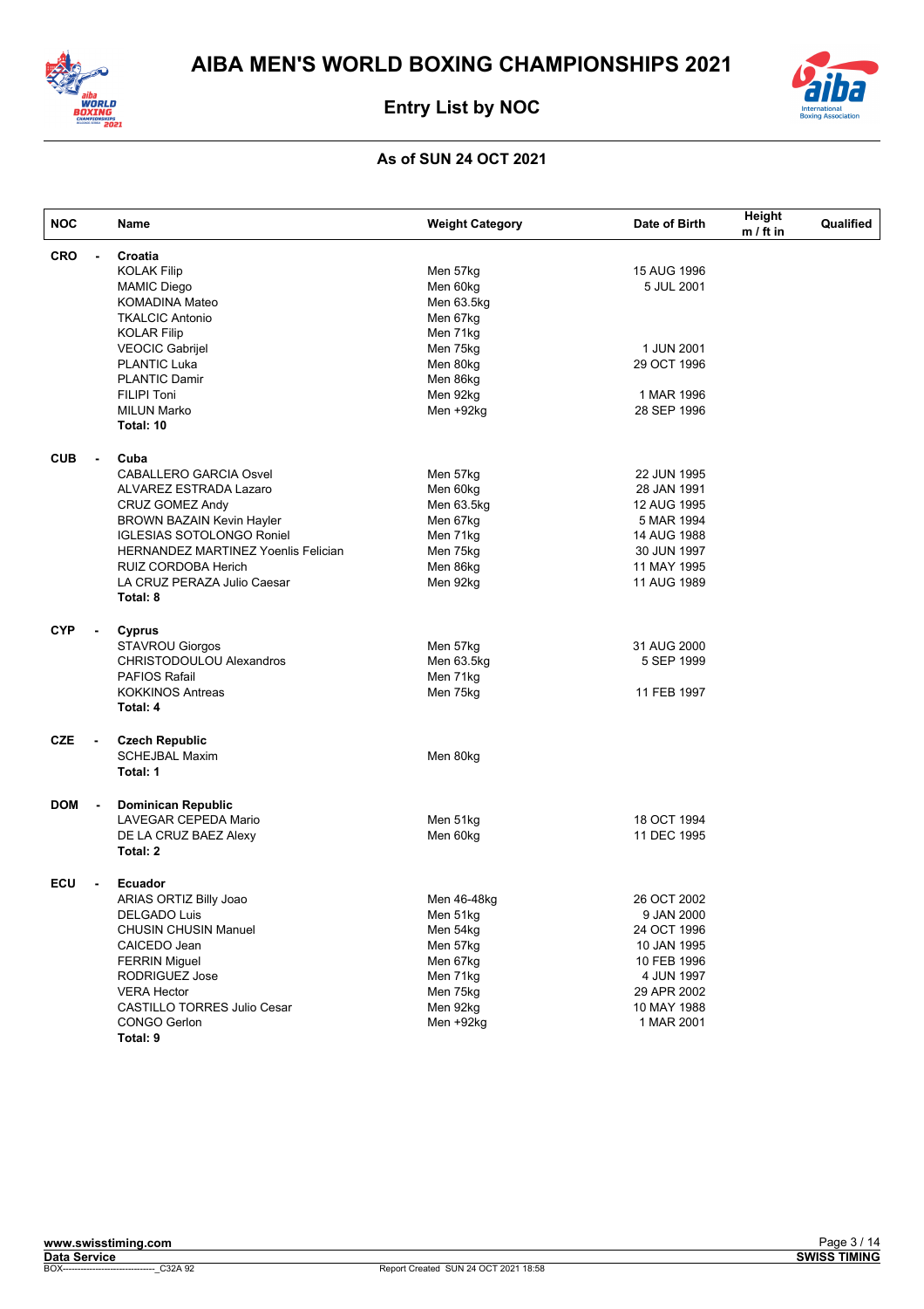# AIBA MEN'S WORLD BOXING CHAMPIONSHIPS 2021

## Entry List by NOC

### As of SUN 24 OCT 2021

| NOC | Name | Weight Category | Date of Birth | Height m / ft in | Qualified |
|---|---|---|---|---|---|
| **CRO** - | **Croatia** | | | | |
| | KOLAK Filip | Men 57kg | 15 AUG 1996 | | |
| | MAMIC Diego | Men 60kg | 5 JUL 2001 | | |
| | KOMADINA Mateo | Men 63.5kg | | | |
| | TKALCIC Antonio | Men 67kg | | | |
| | KOLAR Filip | Men 71kg | | | |
| | VEOCIC Gabrijel | Men 75kg | 1 JUN 2001 | | |
| | PLANTIC Luka | Men 80kg | 29 OCT 1996 | | |
| | PLANTIC Damir | Men 86kg | | | |
| | FILIPI Toni | Men 92kg | 1 MAR 1996 | | |
| | MILUN Marko | Men +92kg | 28 SEP 1996 | | |
| | **Total: 10** | | | | |
| **CUB** - | **Cuba** | | | | |
| | CABALLERO GARCIA Osvel | Men 57kg | 22 JUN 1995 | | |
| | ALVAREZ ESTRADA Lazaro | Men 60kg | 28 JAN 1991 | | |
| | CRUZ GOMEZ Andy | Men 63.5kg | 12 AUG 1995 | | |
| | BROWN BAZAIN Kevin Hayler | Men 67kg | 5 MAR 1994 | | |
| | IGLESIAS SOTOLONGO Roniel | Men 71kg | 14 AUG 1988 | | |
| | HERNANDEZ MARTINEZ Yoenlis Felician | Men 75kg | 30 JUN 1997 | | |
| | RUIZ CORDOBA Herich | Men 86kg | 11 MAY 1995 | | |
| | LA CRUZ PERAZA Julio Caesar | Men 92kg | 11 AUG 1989 | | |
| | **Total: 8** | | | | |
| **CYP** - | **Cyprus** | | | | |
| | STAVROU Giorgos | Men 57kg | 31 AUG 2000 | | |
| | CHRISTODOULOU Alexandros | Men 63.5kg | 5 SEP 1999 | | |
| | PAFIOS Rafail | Men 71kg | | | |
| | KOKKINOS Antreas | Men 75kg | 11 FEB 1997 | | |
| | **Total: 4** | | | | |
| **CZE** - | **Czech Republic** | | | | |
| | SCHEJBAL Maxim | Men 80kg | | | |
| | **Total: 1** | | | | |
| **DOM** - | **Dominican Republic** | | | | |
| | LAVEGAR CEPEDA Mario | Men 51kg | 18 OCT 1994 | | |
| | DE LA CRUZ BAEZ Alexy | Men 60kg | 11 DEC 1995 | | |
| | **Total: 2** | | | | |
| **ECU** - | **Ecuador** | | | | |
| | ARIAS ORTIZ Billy Joao | Men 46-48kg | 26 OCT 2002 | | |
| | DELGADO Luis | Men 51kg | 9 JAN 2000 | | |
| | CHUSIN CHUSIN Manuel | Men 54kg | 24 OCT 1996 | | |
| | CAICEDO Jean | Men 57kg | 10 JAN 1995 | | |
| | FERRIN Miguel | Men 67kg | 10 FEB 1996 | | |
| | RODRIGUEZ Jose | Men 71kg | 4 JUN 1997 | | |
| | VERA Hector | Men 75kg | 29 APR 2002 | | |
| | CASTILLO TORRES Julio Cesar | Men 92kg | 10 MAY 1988 | | |
| | CONGO Gerlon | Men +92kg | 1 MAR 2001 | | |
| | **Total: 9** | | | | |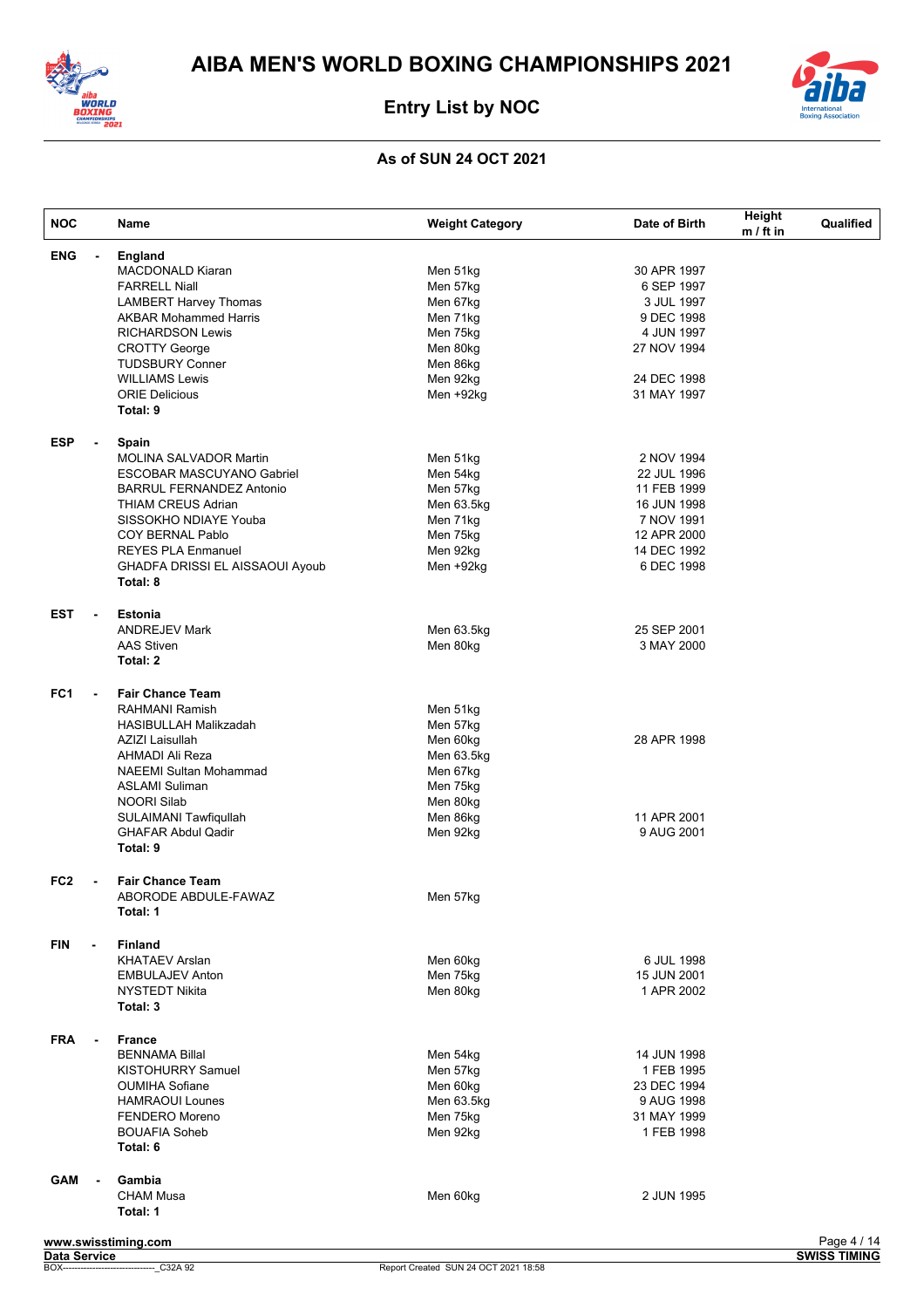# AIBA MEN'S WORLD BOXING CHAMPIONSHIPS 2021

## Entry List by NOC

### As of SUN 24 OCT 2021

| NOC | Name | Weight Category | Date of Birth | Height m / ft in | Qualified |
|---|---|---|---|---|---|
| **ENG -** | **England** | | | | |
| | MACDONALD Kiaran | Men 51kg | 30 APR 1997 | | |
| | FARRELL Niall | Men 57kg | 6 SEP 1997 | | |
| | LAMBERT Harvey Thomas | Men 67kg | 3 JUL 1997 | | |
| | AKBAR Mohammed Harris | Men 71kg | 9 DEC 1998 | | |
| | RICHARDSON Lewis | Men 75kg | 4 JUN 1997 | | |
| | CROTTY George | Men 80kg | 27 NOV 1994 | | |
| | TUDSBURY Conner | Men 86kg | | | |
| | WILLIAMS Lewis | Men 92kg | 24 DEC 1998 | | |
| | ORIE Delicious | Men +92kg | 31 MAY 1997 | | |
| | **Total: 9** | | | | |
| **ESP -** | **Spain** | | | | |
| | MOLINA SALVADOR Martin | Men 51kg | 2 NOV 1994 | | |
| | ESCOBAR MASCUYANO Gabriel | Men 54kg | 22 JUL 1996 | | |
| | BARRUL FERNANDEZ Antonio | Men 57kg | 11 FEB 1999 | | |
| | THIAM CREUS Adrian | Men 63.5kg | 16 JUN 1998 | | |
| | SISSOKHO NDIAYE Youba | Men 71kg | 7 NOV 1991 | | |
| | COY BERNAL Pablo | Men 75kg | 12 APR 2000 | | |
| | REYES PLA Enmanuel | Men 92kg | 14 DEC 1992 | | |
| | GHADFA DRISSI EL AISSAOUI Ayoub | Men +92kg | 6 DEC 1998 | | |
| | **Total: 8** | | | | |
| **EST -** | **Estonia** | | | | |
| | ANDREJEV Mark | Men 63.5kg | 25 SEP 2001 | | |
| | AAS Stiven | Men 80kg | 3 MAY 2000 | | |
| | **Total: 2** | | | | |
| **FC1 -** | **Fair Chance Team** | | | | |
| | RAHMANI Ramish | Men 51kg | | | |
| | HASIBULLAH Malikzadah | Men 57kg | | | |
| | AZIZI Laisullah | Men 60kg | 28 APR 1998 | | |
| | AHMADI Ali Reza | Men 63.5kg | | | |
| | NAEEMI Sultan Mohammad | Men 67kg | | | |
| | ASLAMI Suliman | Men 75kg | | | |
| | NOORI Silab | Men 80kg | | | |
| | SULAIMANI Tawfiqullah | Men 86kg | 11 APR 2001 | | |
| | GHAFAR Abdul Qadir | Men 92kg | 9 AUG 2001 | | |
| | **Total: 9** | | | | |
| **FC2 -** | **Fair Chance Team** | | | | |
| | ABORODE ABDULE-FAWAZ | Men 57kg | | | |
| | **Total: 1** | | | | |
| **FIN -** | **Finland** | | | | |
| | KHATAEV Arslan | Men 60kg | 6 JUL 1998 | | |
| | EMBULAJEV Anton | Men 75kg | 15 JUN 2001 | | |
| | NYSTEDT Nikita | Men 80kg | 1 APR 2002 | | |
| | **Total: 3** | | | | |
| **FRA -** | **France** | | | | |
| | BENNAMA Billal | Men 54kg | 14 JUN 1998 | | |
| | KISTOHURRY Samuel | Men 57kg | 1 FEB 1995 | | |
| | OUMIHA Sofiane | Men 60kg | 23 DEC 1994 | | |
| | HAMRAOUI Lounes | Men 63.5kg | 9 AUG 1998 | | |
| | FENDERO Moreno | Men 75kg | 31 MAY 1999 | | |
| | BOUAFIA Soheb | Men 92kg | 1 FEB 1998 | | |
| | **Total: 6** | | | | |
| **GAM -** | **Gambia** | | | | |
| | CHAM Musa | Men 60kg | 2 JUN 1995 | | |
| | **Total: 1** | | | | |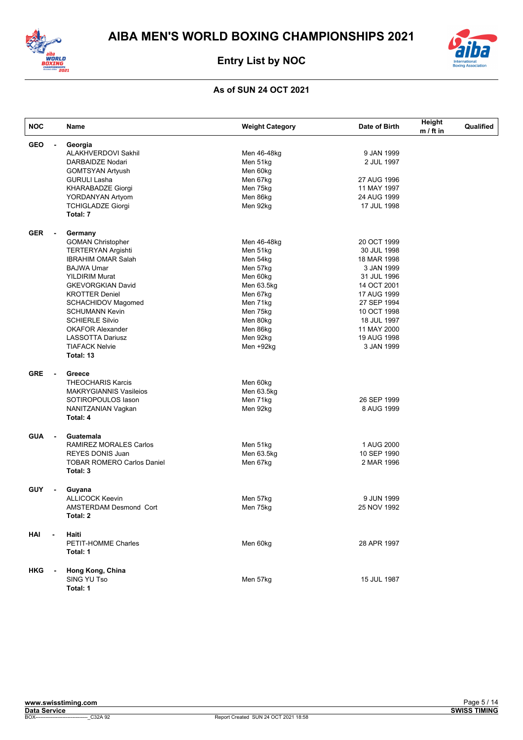# AIBA MEN'S WORLD BOXING CHAMPIONSHIPS 2021

## Entry List by NOC

### As of SUN 24 OCT 2021

| NOC | Name | Weight Category | Date of Birth | Height m / ft in | Qualified |
|---|---|---|---|---|---|
| GEO - | **Georgia** | | | | |
| | ALAKHVERDOVI Sakhil | Men 46-48kg | 9 JAN 1999 | | |
| | DARBAIDZE Nodari | Men 51kg | 2 JUL 1997 | | |
| | GOMTSYAN Artyush | Men 60kg | | | |
| | GURULI Lasha | Men 67kg | 27 AUG 1996 | | |
| | KHARABADZE Giorgi | Men 75kg | 11 MAY 1997 | | |
| | YORDANYAN Artyom | Men 86kg | 24 AUG 1999 | | |
| | TCHIGLADZE Giorgi | Men 92kg | 17 JUL 1998 | | |
| | **Total: 7** | | | | |
| GER - | **Germany** | | | | |
| | GOMAN Christopher | Men 46-48kg | 20 OCT 1999 | | |
| | TERTERYAN Argishti | Men 51kg | 30 JUL 1998 | | |
| | IBRAHIM OMAR Salah | Men 54kg | 18 MAR 1998 | | |
| | BAJWA Umar | Men 57kg | 3 JAN 1999 | | |
| | YILDIRIM Murat | Men 60kg | 31 JUL 1996 | | |
| | GKEVORGKIAN David | Men 63.5kg | 14 OCT 2001 | | |
| | KROTTER Deniel | Men 67kg | 17 AUG 1999 | | |
| | SCHACHIDOV Magomed | Men 71kg | 27 SEP 1994 | | |
| | SCHUMANN Kevin | Men 75kg | 10 OCT 1998 | | |
| | SCHIERLE Silvio | Men 80kg | 18 JUL 1997 | | |
| | OKAFOR Alexander | Men 86kg | 11 MAY 2000 | | |
| | LASSOTTA Dariusz | Men 92kg | 19 AUG 1998 | | |
| | TIAFACK Nelvie | Men +92kg | 3 JAN 1999 | | |
| | **Total: 13** | | | | |
| GRE - | **Greece** | | | | |
| | THEOCHARIS Karcis | Men 60kg | | | |
| | MAKRYGIANNIS Vasileios | Men 63.5kg | | | |
| | SOTIROPOULOS Iason | Men 71kg | 26 SEP 1999 | | |
| | NANITZANIAN Vagkan | Men 92kg | 8 AUG 1999 | | |
| | **Total: 4** | | | | |
| GUA - | **Guatemala** | | | | |
| | RAMIREZ MORALES Carlos | Men 51kg | 1 AUG 2000 | | |
| | REYES DONIS Juan | Men 63.5kg | 10 SEP 1990 | | |
| | TOBAR ROMERO Carlos Daniel | Men 67kg | 2 MAR 1996 | | |
| | **Total: 3** | | | | |
| GUY - | **Guyana** | | | | |
| | ALLICOCK Keevin | Men 57kg | 9 JUN 1999 | | |
| | AMSTERDAM Desmond Cort | Men 75kg | 25 NOV 1992 | | |
| | **Total: 2** | | | | |
| HAI - | **Haiti** | | | | |
| | PETIT-HOMME Charles | Men 60kg | 28 APR 1997 | | |
| | **Total: 1** | | | | |
| HKG - | **Hong Kong, China** | | | | |
| | SING YU Tso | Men 57kg | 15 JUL 1987 | | |
| | **Total: 1** | | | | |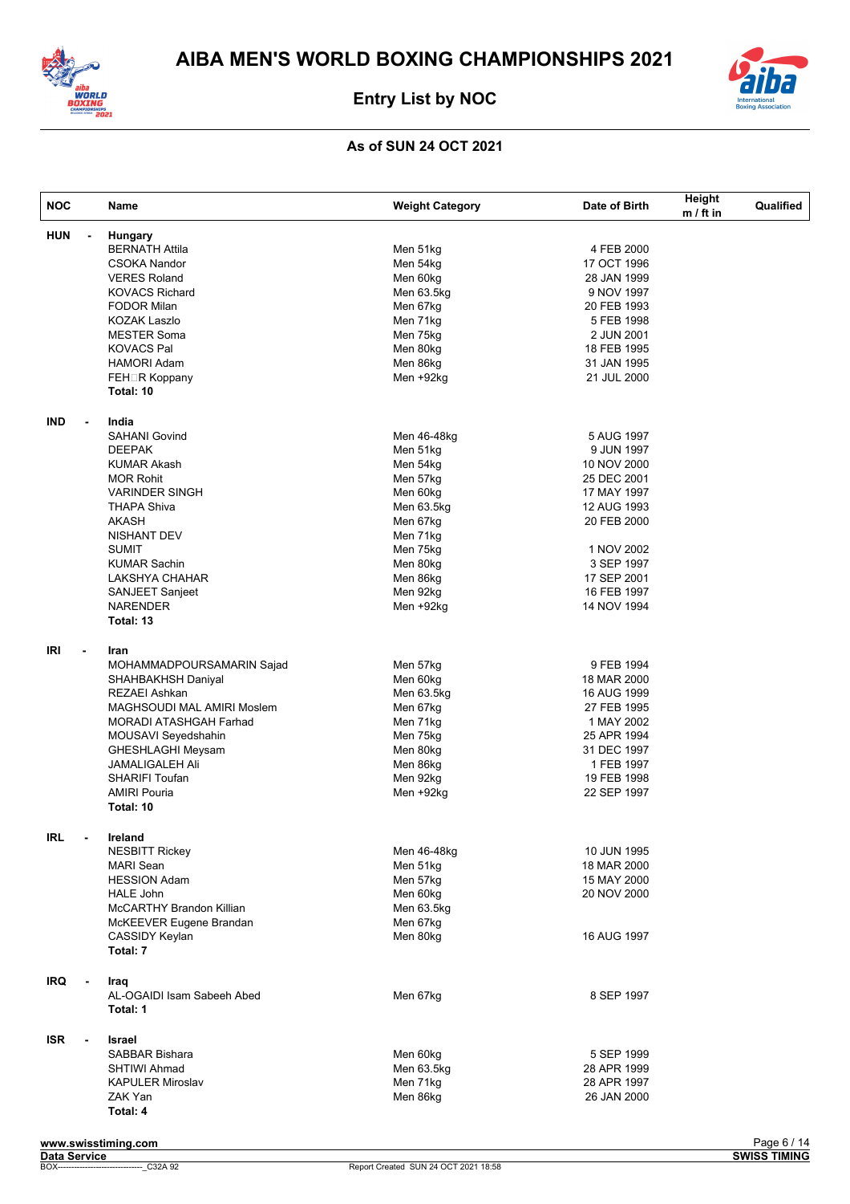# AIBA MEN'S WORLD BOXING CHAMPIONSHIPS 2021

## Entry List by NOC

### As of SUN 24 OCT 2021

| NOC | Name | Weight Category | Date of Birth | Height m / ft in | Qualified |
|---|---|---|---|---|---|
| **HUN -** | **Hungary** | | | | |
| | BERNATH Attila | Men 51kg | 4 FEB 2000 | | |
| | CSOKA Nandor | Men 54kg | 17 OCT 1996 | | |
| | VERES Roland | Men 60kg | 28 JAN 1999 | | |
| | KOVACS Richard | Men 63.5kg | 9 NOV 1997 | | |
| | FODOR Milan | Men 67kg | 20 FEB 1993 | | |
| | KOZAK Laszlo | Men 71kg | 5 FEB 1998 | | |
| | MESTER Soma | Men 75kg | 2 JUN 2001 | | |
| | KOVACS Pal | Men 80kg | 18 FEB 1995 | | |
| | HAMORI Adam | Men 86kg | 31 JAN 1995 | | |
| | FEH□R Koppany | Men +92kg | 21 JUL 2000 | | |
| | **Total: 10** | | | | |
| **IND -** | **India** | | | | |
| | SAHANI Govind | Men 46-48kg | 5 AUG 1997 | | |
| | DEEPAK | Men 51kg | 9 JUN 1997 | | |
| | KUMAR Akash | Men 54kg | 10 NOV 2000 | | |
| | MOR Rohit | Men 57kg | 25 DEC 2001 | | |
| | VARINDER SINGH | Men 60kg | 17 MAY 1997 | | |
| | THAPA Shiva | Men 63.5kg | 12 AUG 1993 | | |
| | AKASH | Men 67kg | 20 FEB 2000 | | |
| | NISHANT DEV | Men 71kg | | | |
| | SUMIT | Men 75kg | 1 NOV 2002 | | |
| | KUMAR Sachin | Men 80kg | 3 SEP 1997 | | |
| | LAKSHYA CHAHAR | Men 86kg | 17 SEP 2001 | | |
| | SANJEET Sanjeet | Men 92kg | 16 FEB 1997 | | |
| | NARENDER | Men +92kg | 14 NOV 1994 | | |
| | **Total: 13** | | | | |
| **IRI -** | **Iran** | | | | |
| | MOHAMMADPOURSAMARIN Sajad | Men 57kg | 9 FEB 1994 | | |
| | SHAHBAKHSH Daniyal | Men 60kg | 18 MAR 2000 | | |
| | REZAEI Ashkan | Men 63.5kg | 16 AUG 1999 | | |
| | MAGHSOUDI MAL AMIRI Moslem | Men 67kg | 27 FEB 1995 | | |
| | MORADI ATASHGAH Farhad | Men 71kg | 1 MAY 2002 | | |
| | MOUSAVI Seyedshahin | Men 75kg | 25 APR 1994 | | |
| | GHESHLAGHI Meysam | Men 80kg | 31 DEC 1997 | | |
| | JAMALIGALEH Ali | Men 86kg | 1 FEB 1997 | | |
| | SHARIFI Toufan | Men 92kg | 19 FEB 1998 | | |
| | AMIRI Pouria | Men +92kg | 22 SEP 1997 | | |
| | **Total: 10** | | | | |
| **IRL -** | **Ireland** | | | | |
| | NESBITT Rickey | Men 46-48kg | 10 JUN 1995 | | |
| | MARI Sean | Men 51kg | 18 MAR 2000 | | |
| | HESSION Adam | Men 57kg | 15 MAY 2000 | | |
| | HALE John | Men 60kg | 20 NOV 2000 | | |
| | McCARTHY Brandon Killian | Men 63.5kg | | | |
| | McKEEVER Eugene Brandan | Men 67kg | | | |
| | CASSIDY Keylan | Men 80kg | 16 AUG 1997 | | |
| | **Total: 7** | | | | |
| **IRQ -** | **Iraq** | | | | |
| | AL-OGAIDI Isam Sabeeh Abed | Men 67kg | 8 SEP 1997 | | |
| | **Total: 1** | | | | |
| **ISR -** | **Israel** | | | | |
| | SABBAR Bishara | Men 60kg | 5 SEP 1999 | | |
| | SHTIWI Ahmad | Men 63.5kg | 28 APR 1999 | | |
| | KAPULER Miroslav | Men 71kg | 28 APR 1997 | | |
| | ZAK Yan | Men 86kg | 26 JAN 2000 | | |
| | **Total: 4** | | | | |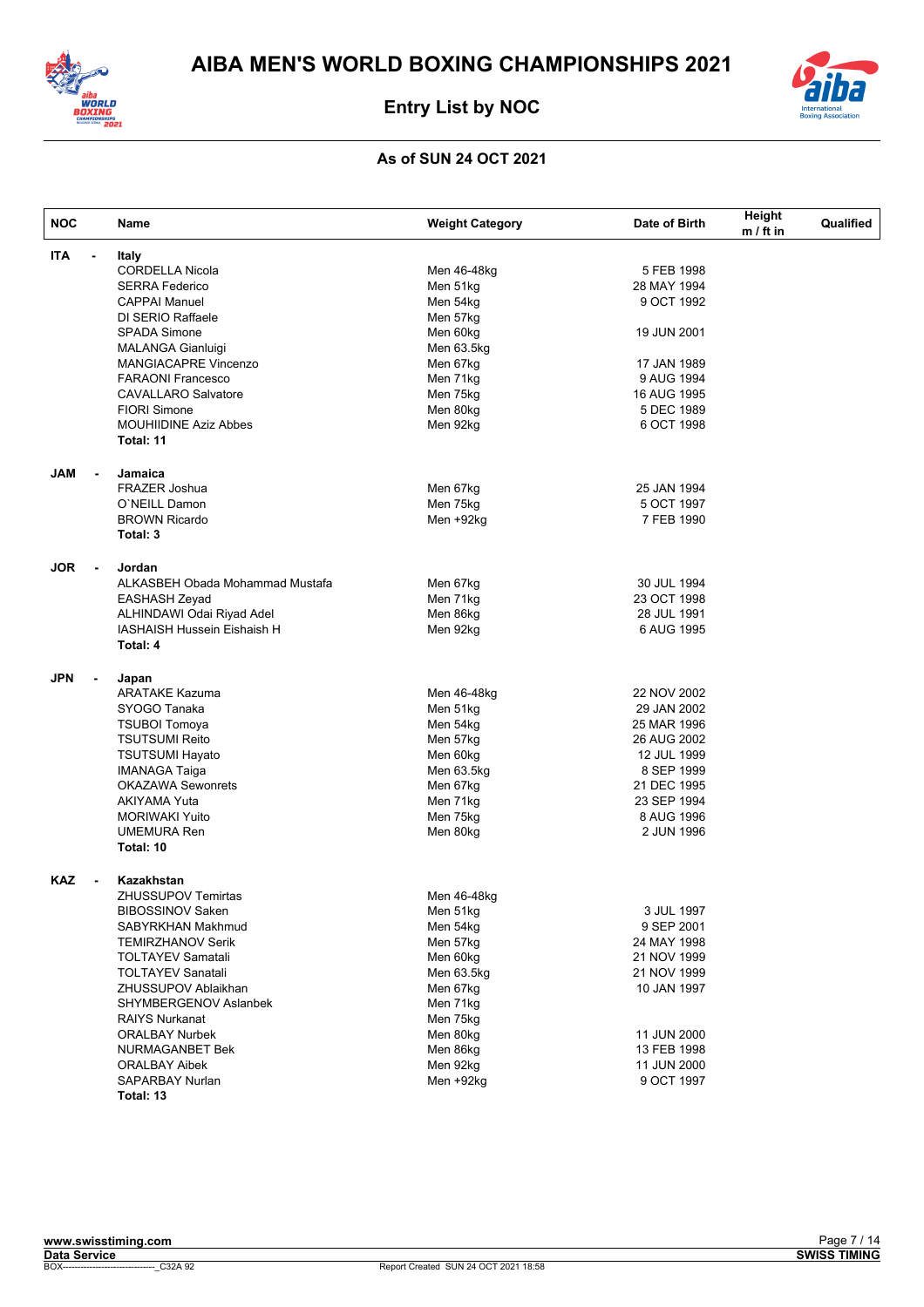# AIBA MEN'S WORLD BOXING CHAMPIONSHIPS 2021

## Entry List by NOC

### As of SUN 24 OCT 2021

| NOC | Name | Weight Category | Date of Birth | Height m / ft in | Qualified |
|---|---|---|---|---|---|
| ITA - | **Italy** | | | | |
| | CORDELLA Nicola | Men 46-48kg | 5 FEB 1998 | | |
| | SERRA Federico | Men 51kg | 28 MAY 1994 | | |
| | CAPPAI Manuel | Men 54kg | 9 OCT 1992 | | |
| | DI SERIO Raffaele | Men 57kg | | | |
| | SPADA Simone | Men 60kg | 19 JUN 2001 | | |
| | MALANGA Gianluigi | Men 63.5kg | | | |
| | MANGIACAPRE Vincenzo | Men 67kg | 17 JAN 1989 | | |
| | FARAONI Francesco | Men 71kg | 9 AUG 1994 | | |
| | CAVALLARO Salvatore | Men 75kg | 16 AUG 1995 | | |
| | FIORI Simone | Men 80kg | 5 DEC 1989 | | |
| | MOUHIIDINE Aziz Abbes | Men 92kg | 6 OCT 1998 | | |
| | **Total: 11** | | | | |
| JAM - | **Jamaica** | | | | |
| | FRAZER Joshua | Men 67kg | 25 JAN 1994 | | |
| | O`NEILL Damon | Men 75kg | 5 OCT 1997 | | |
| | BROWN Ricardo | Men +92kg | 7 FEB 1990 | | |
| | **Total: 3** | | | | |
| JOR - | **Jordan** | | | | |
| | ALKASBEH Obada Mohammad Mustafa | Men 67kg | 30 JUL 1994 | | |
| | EASHASH Zeyad | Men 71kg | 23 OCT 1998 | | |
| | ALHINDAWI Odai Riyad Adel | Men 86kg | 28 JUL 1991 | | |
| | IASHAISH Hussein Eishaish H | Men 92kg | 6 AUG 1995 | | |
| | **Total: 4** | | | | |
| JPN - | **Japan** | | | | |
| | ARATAKE Kazuma | Men 46-48kg | 22 NOV 2002 | | |
| | SYOGO Tanaka | Men 51kg | 29 JAN 2002 | | |
| | TSUBOI Tomoya | Men 54kg | 25 MAR 1996 | | |
| | TSUTSUMI Reito | Men 57kg | 26 AUG 2002 | | |
| | TSUTSUMI Hayato | Men 60kg | 12 JUL 1999 | | |
| | IMANAGA Taiga | Men 63.5kg | 8 SEP 1999 | | |
| | OKAZAWA Sewonrets | Men 67kg | 21 DEC 1995 | | |
| | AKIYAMA Yuta | Men 71kg | 23 SEP 1994 | | |
| | MORIWAKI Yuito | Men 75kg | 8 AUG 1996 | | |
| | UMEMURA Ren | Men 80kg | 2 JUN 1996 | | |
| | **Total: 10** | | | | |
| KAZ - | **Kazakhstan** | | | | |
| | ZHUSSUPOV Temirtas | Men 46-48kg | | | |
| | BIBOSSINOV Saken | Men 51kg | 3 JUL 1997 | | |
| | SABYRKHAN Makhmud | Men 54kg | 9 SEP 2001 | | |
| | TEMIRZHANOV Serik | Men 57kg | 24 MAY 1998 | | |
| | TOLTAYEV Samatali | Men 60kg | 21 NOV 1999 | | |
| | TOLTAYEV Sanatali | Men 63.5kg | 21 NOV 1999 | | |
| | ZHUSSUPOV Ablaikhan | Men 67kg | 10 JAN 1997 | | |
| | SHYMBERGENOV Aslanbek | Men 71kg | | | |
| | RAIYS Nurkanat | Men 75kg | | | |
| | ORALBAY Nurbek | Men 80kg | 11 JUN 2000 | | |
| | NURMAGANBET Bek | Men 86kg | 13 FEB 1998 | | |
| | ORALBAY Aibek | Men 92kg | 11 JUN 2000 | | |
| | SAPARBAY Nurlan | Men +92kg | 9 OCT 1997 | | |
| | **Total: 13** | | | | |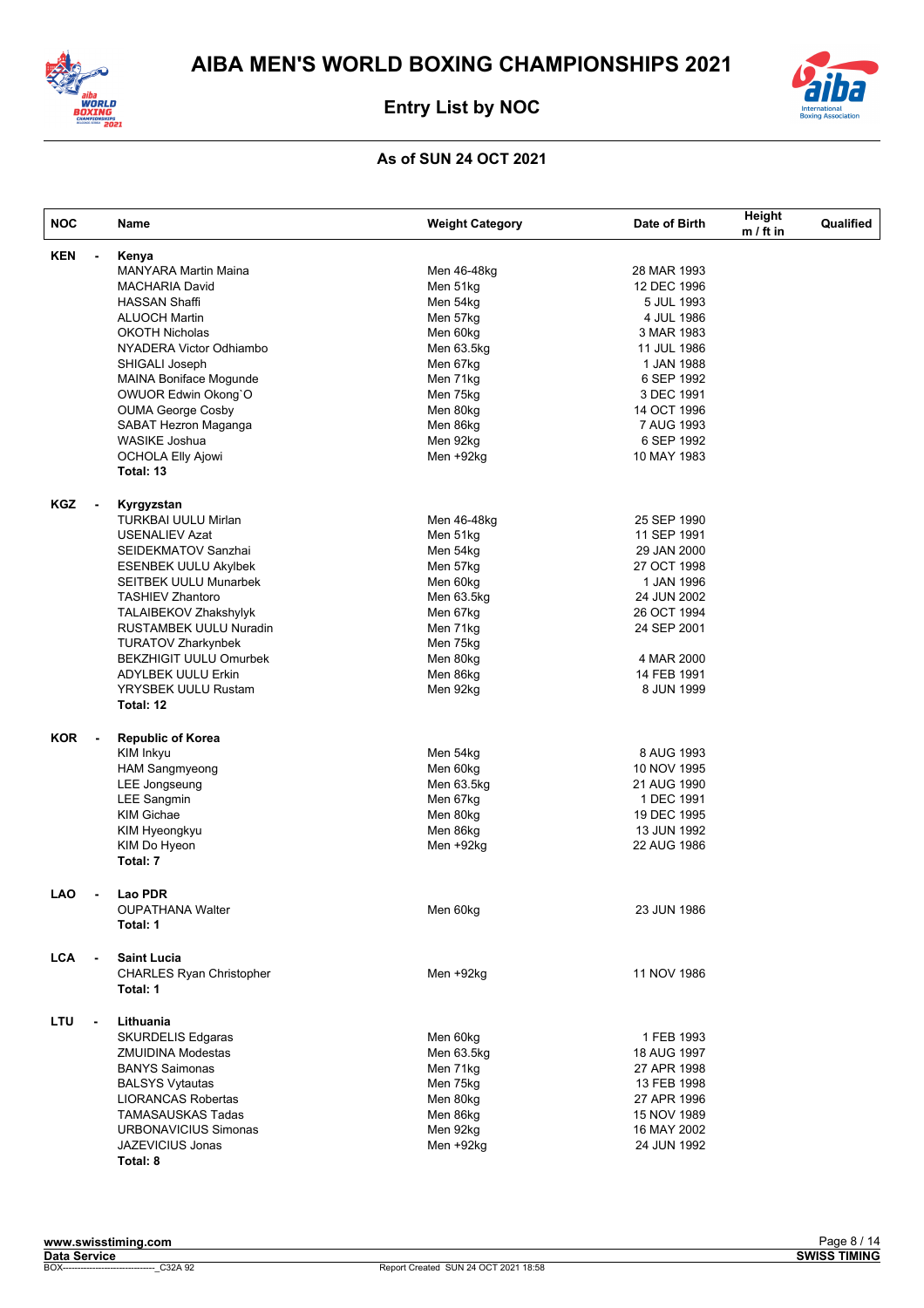# AIBA MEN'S WORLD BOXING CHAMPIONSHIPS 2021

## Entry List by NOC

### As of SUN 24 OCT 2021

| NOC | Name | Weight Category | Date of Birth | Height m / ft in | Qualified |
|---|---|---|---|---|---|
| **KEN** - | **Kenya** | | | | |
| | MANYARA Martin Maina | Men 46-48kg | 28 MAR 1993 | | |
| | MACHARIA David | Men 51kg | 12 DEC 1996 | | |
| | HASSAN Shaffi | Men 54kg | 5 JUL 1993 | | |
| | ALUOCH Martin | Men 57kg | 4 JUL 1986 | | |
| | OKOTH Nicholas | Men 60kg | 3 MAR 1983 | | |
| | NYADERA Victor Odhiambo | Men 63.5kg | 11 JUL 1986 | | |
| | SHIGALI Joseph | Men 67kg | 1 JAN 1988 | | |
| | MAINA Boniface Mogunde | Men 71kg | 6 SEP 1992 | | |
| | OWUOR Edwin Okong`O | Men 75kg | 3 DEC 1991 | | |
| | OUMA George Cosby | Men 80kg | 14 OCT 1996 | | |
| | SABAT Hezron Maganga | Men 86kg | 7 AUG 1993 | | |
| | WASIKE Joshua | Men 92kg | 6 SEP 1992 | | |
| | OCHOLA Elly Ajowi | Men +92kg | 10 MAY 1983 | | |
| | **Total: 13** | | | | |
| **KGZ** - | **Kyrgyzstan** | | | | |
| | TURKBAI UULU Mirlan | Men 46-48kg | 25 SEP 1990 | | |
| | USENALIEV Azat | Men 51kg | 11 SEP 1991 | | |
| | SEIDEKMATOV Sanzhai | Men 54kg | 29 JAN 2000 | | |
| | ESENBEK UULU Akylbek | Men 57kg | 27 OCT 1998 | | |
| | SEITBEK UULU Munarbek | Men 60kg | 1 JAN 1996 | | |
| | TASHIEV Zhantoro | Men 63.5kg | 24 JUN 2002 | | |
| | TALAIBEKOV Zhakshylyk | Men 67kg | 26 OCT 1994 | | |
| | RUSTAMBEK UULU Nuradin | Men 71kg | 24 SEP 2001 | | |
| | TURATOV Zharkynbek | Men 75kg | | | |
| | BEKZHIGIT UULU Omurbek | Men 80kg | 4 MAR 2000 | | |
| | ADYLBEK UULU Erkin | Men 86kg | 14 FEB 1991 | | |
| | YRYSBEK UULU Rustam | Men 92kg | 8 JUN 1999 | | |
| | **Total: 12** | | | | |
| **KOR** - | **Republic of Korea** | | | | |
| | KIM Inkyu | Men 54kg | 8 AUG 1993 | | |
| | HAM Sangmyeong | Men 60kg | 10 NOV 1995 | | |
| | LEE Jongseung | Men 63.5kg | 21 AUG 1990 | | |
| | LEE Sangmin | Men 67kg | 1 DEC 1991 | | |
| | KIM Gichae | Men 80kg | 19 DEC 1995 | | |
| | KIM Hyeongkyu | Men 86kg | 13 JUN 1992 | | |
| | KIM Do Hyeon | Men +92kg | 22 AUG 1986 | | |
| | **Total: 7** | | | | |
| **LAO** - | **Lao PDR** | | | | |
| | OUPATHANA Walter | Men 60kg | 23 JUN 1986 | | |
| | **Total: 1** | | | | |
| **LCA** - | **Saint Lucia** | | | | |
| | CHARLES Ryan Christopher | Men +92kg | 11 NOV 1986 | | |
| | **Total: 1** | | | | |
| **LTU** - | **Lithuania** | | | | |
| | SKURDELIS Edgaras | Men 60kg | 1 FEB 1993 | | |
| | ZMUIDINA Modestas | Men 63.5kg | 18 AUG 1997 | | |
| | BANYS Saimonas | Men 71kg | 27 APR 1998 | | |
| | BALSYS Vytautas | Men 75kg | 13 FEB 1998 | | |
| | LIORANCAS Robertas | Men 80kg | 27 APR 1996 | | |
| | TAMASAUSKAS Tadas | Men 86kg | 15 NOV 1989 | | |
| | URBONAVICIUS Simonas | Men 92kg | 16 MAY 2002 | | |
| | JAZEVICIUS Jonas | Men +92kg | 24 JUN 1992 | | |
| | **Total: 8** | | | | |

www.swisstiming.com
Data Service
BOX------------------------------_C32A 92 Report Created SUN 24 OCT 2021 18:58
SWISS TIMING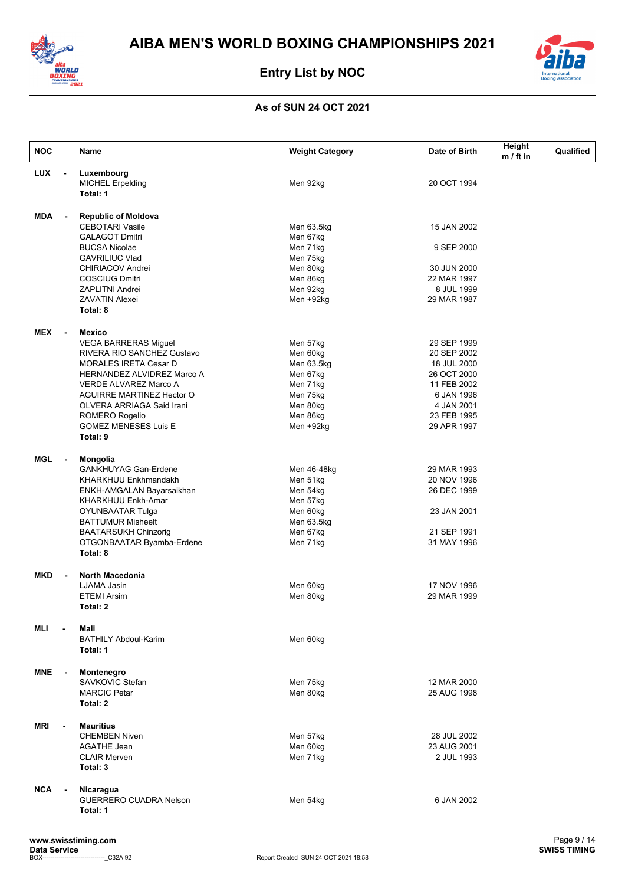# AIBA MEN'S WORLD BOXING CHAMPIONSHIPS 2021

## Entry List by NOC

### As of SUN 24 OCT 2021

| NOC | Name | Weight Category | Date of Birth | Height m / ft in | Qualified |
|---|---|---|---|---|---|
| **LUX - ** | **Luxembourg** | | | | |
| | MICHEL Erpelding | Men 92kg | 20 OCT 1994 | | |
| | **Total: 1** | | | | |
| **MDA - ** | **Republic of Moldova** | | | | |
| | CEBOTARI Vasile | Men 63.5kg | 15 JAN 2002 | | |
| | GALAGOT Dmitri | Men 67kg | | | |
| | BUCSA Nicolae | Men 71kg | 9 SEP 2000 | | |
| | GAVRILIUC Vlad | Men 75kg | | | |
| | CHIRIACOV Andrei | Men 80kg | 30 JUN 2000 | | |
| | COSCIUG Dmitri | Men 86kg | 22 MAR 1997 | | |
| | ZAPLITNI Andrei | Men 92kg | 8 JUL 1999 | | |
| | ZAVATIN Alexei | Men +92kg | 29 MAR 1987 | | |
| | **Total: 8** | | | | |
| **MEX - ** | **Mexico** | | | | |
| | VEGA BARRERAS Miguel | Men 57kg | 29 SEP 1999 | | |
| | RIVERA RIO SANCHEZ Gustavo | Men 60kg | 20 SEP 2002 | | |
| | MORALES IRETA Cesar D | Men 63.5kg | 18 JUL 2000 | | |
| | HERNANDEZ ALVIDREZ Marco A | Men 67kg | 26 OCT 2000 | | |
| | VERDE ALVAREZ Marco A | Men 71kg | 11 FEB 2002 | | |
| | AGUIRRE MARTINEZ Hector O | Men 75kg | 6 JAN 1996 | | |
| | OLVERA ARRIAGA Said Irani | Men 80kg | 4 JAN 2001 | | |
| | ROMERO Rogelio | Men 86kg | 23 FEB 1995 | | |
| | GOMEZ MENESES Luis E | Men +92kg | 29 APR 1997 | | |
| | **Total: 9** | | | | |
| **MGL - ** | **Mongolia** | | | | |
| | GANKHUYAG Gan-Erdene | Men 46-48kg | 29 MAR 1993 | | |
| | KHARKHUU Enkhmandakh | Men 51kg | 20 NOV 1996 | | |
| | ENKH-AMGALAN Bayarsaikhan | Men 54kg | 26 DEC 1999 | | |
| | KHARKHUU Enkh-Amar | Men 57kg | | | |
| | OYUNBAATAR Tulga | Men 60kg | 23 JAN 2001 | | |
| | BATTUMUR Misheelt | Men 63.5kg | | | |
| | BAATARSUKH Chinzorig | Men 67kg | 21 SEP 1991 | | |
| | OTGONBAATAR Byamba-Erdene | Men 71kg | 31 MAY 1996 | | |
| | **Total: 8** | | | | |
| **MKD - ** | **North Macedonia** | | | | |
| | LJAMA Jasin | Men 60kg | 17 NOV 1996 | | |
| | ETEMI Arsim | Men 80kg | 29 MAR 1999 | | |
| | **Total: 2** | | | | |
| **MLI - ** | **Mali** | | | | |
| | BATHILY Abdoul-Karim | Men 60kg | | | |
| | **Total: 1** | | | | |
| **MNE - ** | **Montenegro** | | | | |
| | SAVKOVIC Stefan | Men 75kg | 12 MAR 2000 | | |
| | MARCIC Petar | Men 80kg | 25 AUG 1998 | | |
| | **Total: 2** | | | | |
| **MRI - ** | **Mauritius** | | | | |
| | CHEMBEN Niven | Men 57kg | 28 JUL 2002 | | |
| | AGATHE Jean | Men 60kg | 23 AUG 2001 | | |
| | CLAIR Merven | Men 71kg | 2 JUL 1993 | | |
| | **Total: 3** | | | | |
| **NCA - ** | **Nicaragua** | | | | |
| | GUERRERO CUADRA Nelson | Men 54kg | 6 JAN 2002 | | |
| | **Total: 1** | | | | |

www.swisstiming.com
Data Service
BOX-------------------------------_C32A 92
Report Created SUN 24 OCT 2021 18:58
SWISS TIMING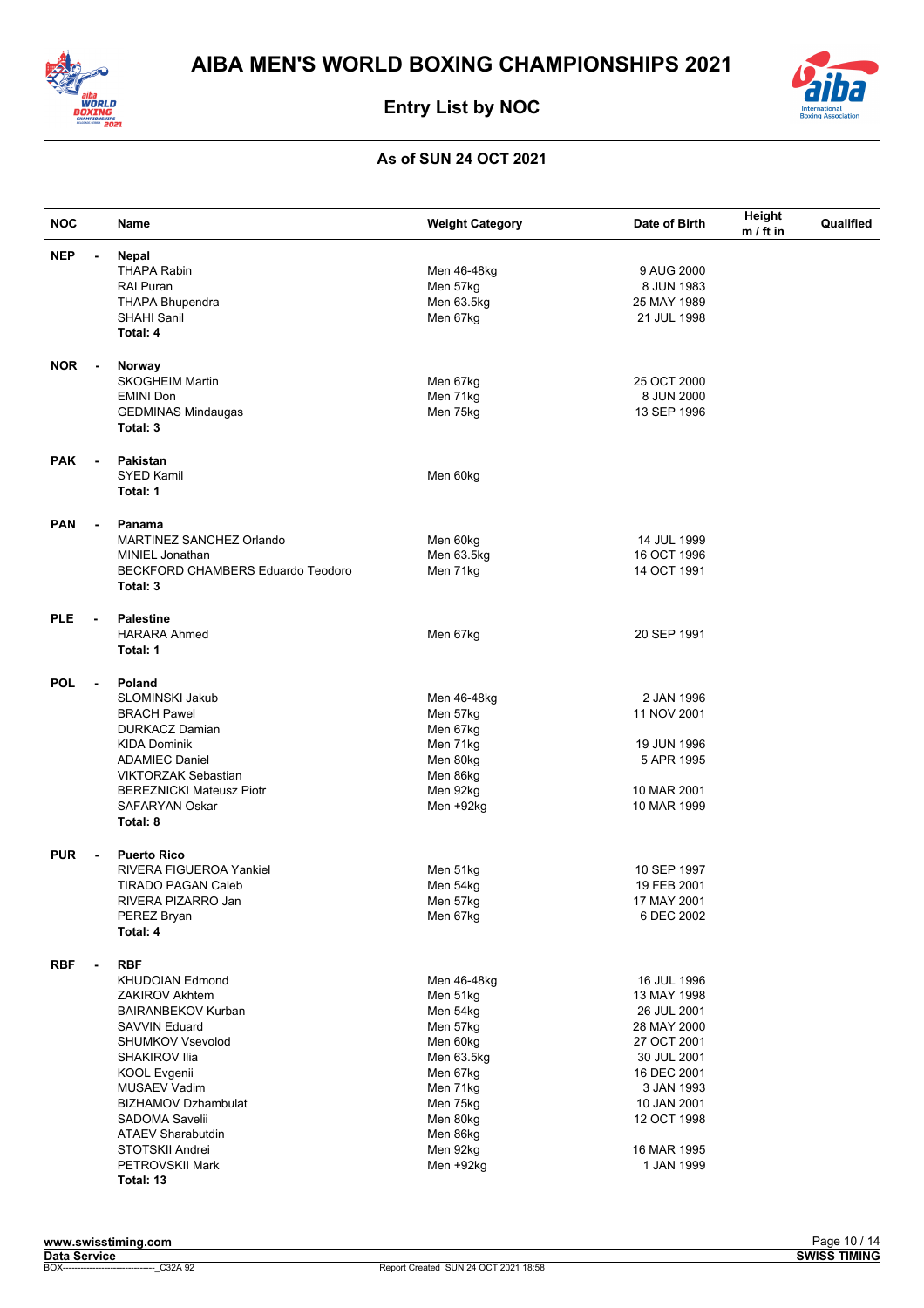# AIBA MEN'S WORLD BOXING CHAMPIONSHIPS 2021

## Entry List by NOC

### As of SUN 24 OCT 2021

| NOC | | Name | Weight Category | Date of Birth | Height m / ft in | Qualified |
|---|---|---|---|---|---|---|
| **NEP** | - | **Nepal** | | | | |
| | | THAPA Rabin | Men 46-48kg | 9 AUG 2000 | | |
| | | RAI Puran | Men 57kg | 8 JUN 1983 | | |
| | | THAPA Bhupendra | Men 63.5kg | 25 MAY 1989 | | |
| | | SHAHI Sanil | Men 67kg | 21 JUL 1998 | | |
| | | **Total: 4** | | | | |
| **NOR** | - | **Norway** | | | | |
| | | SKOGHEIM Martin | Men 67kg | 25 OCT 2000 | | |
| | | EMINI Don | Men 71kg | 8 JUN 2000 | | |
| | | GEDMINAS Mindaugas | Men 75kg | 13 SEP 1996 | | |
| | | **Total: 3** | | | | |
| **PAK** | - | **Pakistan** | | | | |
| | | SYED Kamil | Men 60kg | | | |
| | | **Total: 1** | | | | |
| **PAN** | - | **Panama** | | | | |
| | | MARTINEZ SANCHEZ Orlando | Men 60kg | 14 JUL 1999 | | |
| | | MINIEL Jonathan | Men 63.5kg | 16 OCT 1996 | | |
| | | BECKFORD CHAMBERS Eduardo Teodoro | Men 71kg | 14 OCT 1991 | | |
| | | **Total: 3** | | | | |
| **PLE** | - | **Palestine** | | | | |
| | | HARARA Ahmed | Men 67kg | 20 SEP 1991 | | |
| | | **Total: 1** | | | | |
| **POL** | - | **Poland** | | | | |
| | | SLOMINSKI Jakub | Men 46-48kg | 2 JAN 1996 | | |
| | | BRACH Pawel | Men 57kg | 11 NOV 2001 | | |
| | | DURKACZ Damian | Men 67kg | | | |
| | | KIDA Dominik | Men 71kg | 19 JUN 1996 | | |
| | | ADAMIEC Daniel | Men 80kg | 5 APR 1995 | | |
| | | VIKTORZAK Sebastian | Men 86kg | | | |
| | | BEREZNICKI Mateusz Piotr | Men 92kg | 10 MAR 2001 | | |
| | | SAFARYAN Oskar | Men +92kg | 10 MAR 1999 | | |
| | | **Total: 8** | | | | |
| **PUR** | - | **Puerto Rico** | | | | |
| | | RIVERA FIGUEROA Yankiel | Men 51kg | 10 SEP 1997 | | |
| | | TIRADO PAGAN Caleb | Men 54kg | 19 FEB 2001 | | |
| | | RIVERA PIZARRO Jan | Men 57kg | 17 MAY 2001 | | |
| | | PEREZ Bryan | Men 67kg | 6 DEC 2002 | | |
| | | **Total: 4** | | | | |
| **RBF** | - | **RBF** | | | | |
| | | KHUDOIAN Edmond | Men 46-48kg | 16 JUL 1996 | | |
| | | ZAKIROV Akhtem | Men 51kg | 13 MAY 1998 | | |
| | | BAIRANBEKOV Kurban | Men 54kg | 26 JUL 2001 | | |
| | | SAVVIN Eduard | Men 57kg | 28 MAY 2000 | | |
| | | SHUMKOV Vsevolod | Men 60kg | 27 OCT 2001 | | |
| | | SHAKIROV Ilia | Men 63.5kg | 30 JUL 2001 | | |
| | | KOOL Evgenii | Men 67kg | 16 DEC 2001 | | |
| | | MUSAEV Vadim | Men 71kg | 3 JAN 1993 | | |
| | | BIZHAMOV Dzhambulat | Men 75kg | 10 JAN 2001 | | |
| | | SADOMA Savelii | Men 80kg | 12 OCT 1998 | | |
| | | ATAEV Sharabutdin | Men 86kg | | | |
| | | STOTSKII Andrei | Men 92kg | 16 MAR 1995 | | |
| | | PETROVSKII Mark | Men +92kg | 1 JAN 1999 | | |
| | | **Total: 13** | | | | |

www.swisstiming.com
Data Service
BOX-------------------------------_C32A 92 Report Created SUN 24 OCT 2021 18:58
SWISS TIMING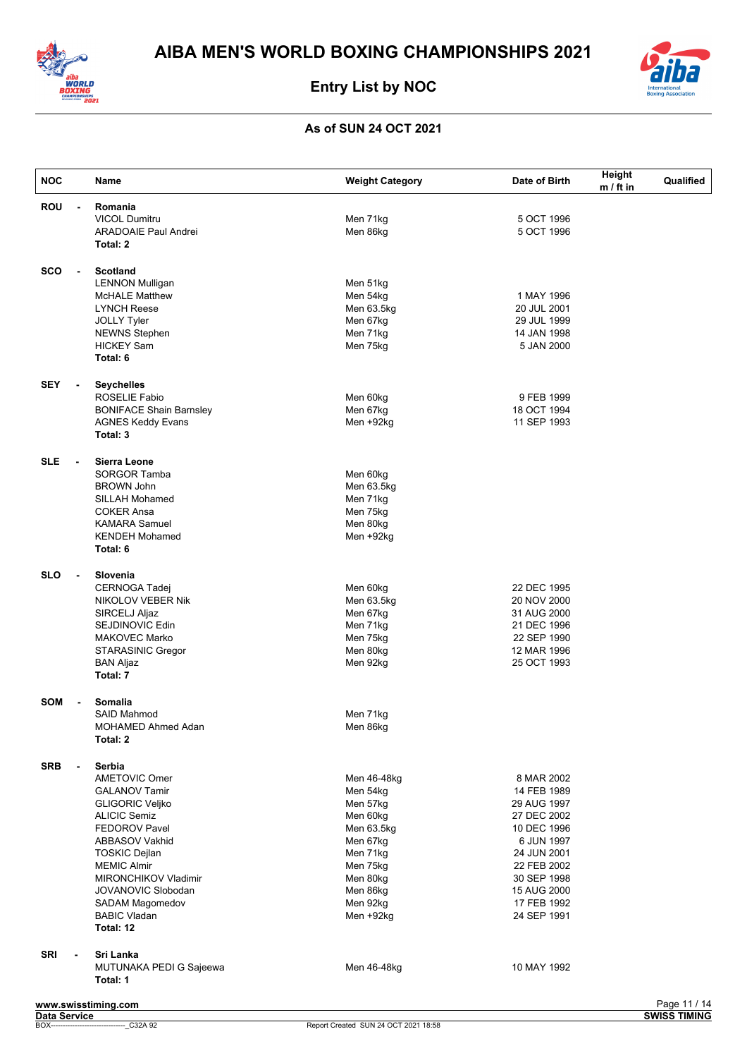# AIBA MEN'S WORLD BOXING CHAMPIONSHIPS 2021

## Entry List by NOC

### As of SUN 24 OCT 2021

| NOC | | Name | Weight Category | Date of Birth | Height m / ft in | Qualified |
|---|---|---|---|---|---|---|
| **ROU** | - | **Romania** | | | | |
| | | VICOL Dumitru | Men 71kg | 5 OCT 1996 | | |
| | | ARADOAIE Paul Andrei | Men 86kg | 5 OCT 1996 | | |
| | | **Total: 2** | | | | |
| **SCO** | - | **Scotland** | | | | |
| | | LENNON Mulligan | Men 51kg | | | |
| | | McHALE Matthew | Men 54kg | 1 MAY 1996 | | |
| | | LYNCH Reese | Men 63.5kg | 20 JUL 2001 | | |
| | | JOLLY Tyler | Men 67kg | 29 JUL 1999 | | |
| | | NEWNS Stephen | Men 71kg | 14 JAN 1998 | | |
| | | HICKEY Sam | Men 75kg | 5 JAN 2000 | | |
| | | **Total: 6** | | | | |
| **SEY** | - | **Seychelles** | | | | |
| | | ROSELIE Fabio | Men 60kg | 9 FEB 1999 | | |
| | | BONIFACE Shain Barnsley | Men 67kg | 18 OCT 1994 | | |
| | | AGNES Keddy Evans | Men +92kg | 11 SEP 1993 | | |
| | | **Total: 3** | | | | |
| **SLE** | - | **Sierra Leone** | | | | |
| | | SORGOR Tamba | Men 60kg | | | |
| | | BROWN John | Men 63.5kg | | | |
| | | SILLAH Mohamed | Men 71kg | | | |
| | | COKER Ansa | Men 75kg | | | |
| | | KAMARA Samuel | Men 80kg | | | |
| | | KENDEH Mohamed | Men +92kg | | | |
| | | **Total: 6** | | | | |
| **SLO** | - | **Slovenia** | | | | |
| | | CERNOGA Tadej | Men 60kg | 22 DEC 1995 | | |
| | | NIKOLOV VEBER Nik | Men 63.5kg | 20 NOV 2000 | | |
| | | SIRCELJ Aljaz | Men 67kg | 31 AUG 2000 | | |
| | | SEJDINOVIC Edin | Men 71kg | 21 DEC 1996 | | |
| | | MAKOVEC Marko | Men 75kg | 22 SEP 1990 | | |
| | | STARASINIC Gregor | Men 80kg | 12 MAR 1996 | | |
| | | BAN Aljaz | Men 92kg | 25 OCT 1993 | | |
| | | **Total: 7** | | | | |
| **SOM** | - | **Somalia** | | | | |
| | | SAID Mahmod | Men 71kg | | | |
| | | MOHAMED Ahmed Adan | Men 86kg | | | |
| | | **Total: 2** | | | | |
| **SRB** | - | **Serbia** | | | | |
| | | AMETOVIC Omer | Men 46-48kg | 8 MAR 2002 | | |
| | | GALANOV Tamir | Men 54kg | 14 FEB 1989 | | |
| | | GLIGORIC Veljko | Men 57kg | 29 AUG 1997 | | |
| | | ALICIC Semiz | Men 60kg | 27 DEC 2002 | | |
| | | FEDOROV Pavel | Men 63.5kg | 10 DEC 1996 | | |
| | | ABBASOV Vakhid | Men 67kg | 6 JUN 1997 | | |
| | | TOSKIC Dejlan | Men 71kg | 24 JUN 2001 | | |
| | | MEMIC Almir | Men 75kg | 22 FEB 2002 | | |
| | | MIRONCHIKOV Vladimir | Men 80kg | 30 SEP 1998 | | |
| | | JOVANOVIC Slobodan | Men 86kg | 15 AUG 2000 | | |
| | | SADAM Magomedov | Men 92kg | 17 FEB 1992 | | |
| | | BABIC Vladan | Men +92kg | 24 SEP 1991 | | |
| | | **Total: 12** | | | | |
| **SRI** | - | **Sri Lanka** | | | | |
| | | MUTUNAKA PEDI G Sajeewa | Men 46-48kg | 10 MAY 1992 | | |
| | | **Total: 1** | | | | |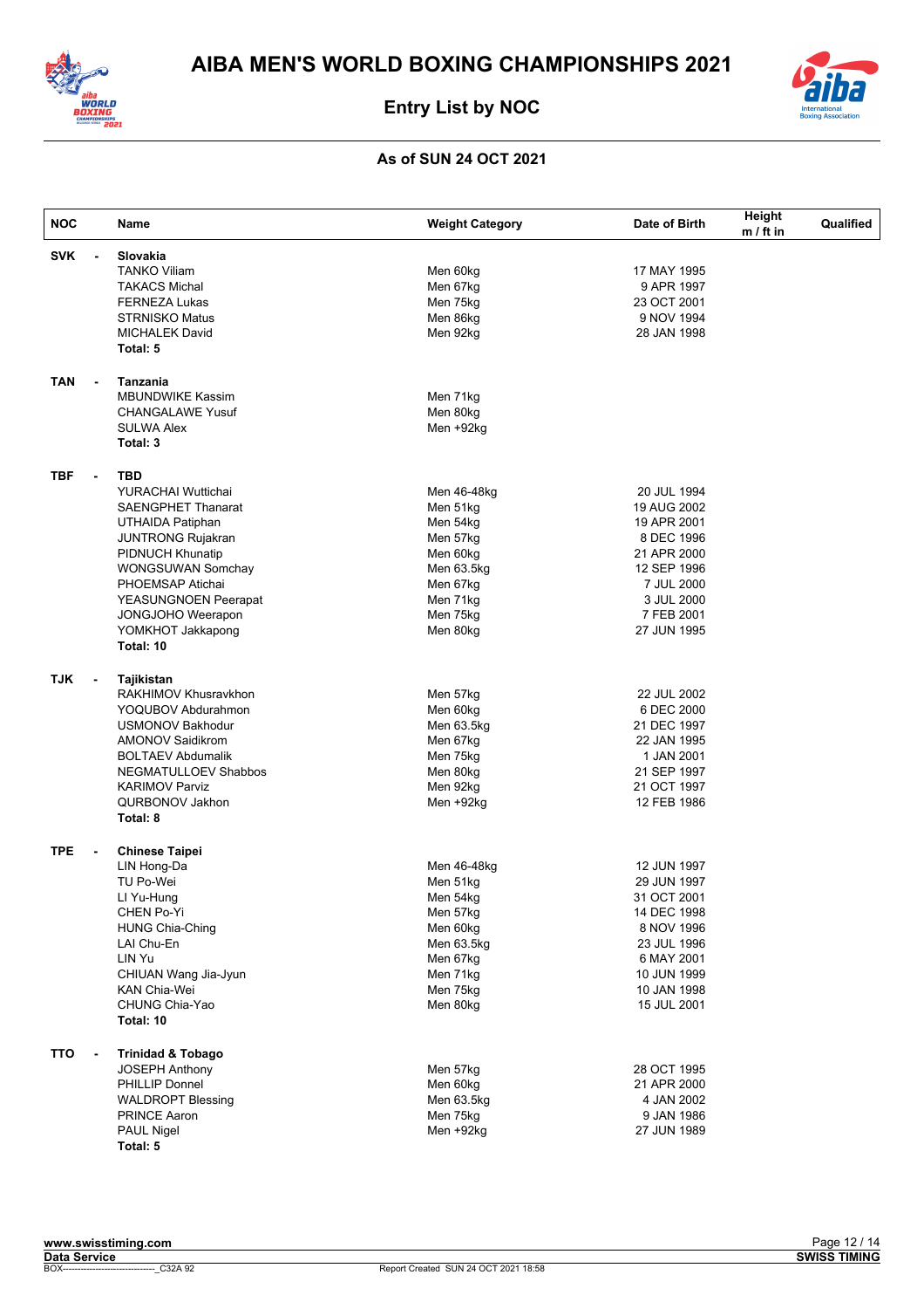# AIBA MEN'S WORLD BOXING CHAMPIONSHIPS 2021

## Entry List by NOC

### As of SUN 24 OCT 2021

| NOC | Name | Weight Category | Date of Birth | Height m / ft in | Qualified |
|---|---|---|---|---|---|
| **SVK** - | **Slovakia** | | | | |
| | TANKO Viliam | Men 60kg | 17 MAY 1995 | | |
| | TAKACS Michal | Men 67kg | 9 APR 1997 | | |
| | FERNEZA Lukas | Men 75kg | 23 OCT 2001 | | |
| | STRNISKO Matus | Men 86kg | 9 NOV 1994 | | |
| | MICHALEK David | Men 92kg | 28 JAN 1998 | | |
| | **Total: 5** | | | | |
| **TAN** - | **Tanzania** | | | | |
| | MBUNDWIKE Kassim | Men 71kg | | | |
| | CHANGALAWE Yusuf | Men 80kg | | | |
| | SULWA Alex | Men +92kg | | | |
| | **Total: 3** | | | | |
| **TBF** - | **TBD** | | | | |
| | YURACHAI Wuttichai | Men 46-48kg | 20 JUL 1994 | | |
| | SAENGPHET Thanarat | Men 51kg | 19 AUG 2002 | | |
| | UTHAIDA Patiphan | Men 54kg | 19 APR 2001 | | |
| | JUNTRONG Rujakran | Men 57kg | 8 DEC 1996 | | |
| | PIDNUCH Khunatip | Men 60kg | 21 APR 2000 | | |
| | WONGSUWAN Somchay | Men 63.5kg | 12 SEP 1996 | | |
| | PHOEMSAP Atichai | Men 67kg | 7 JUL 2000 | | |
| | YEASUNGNOEN Peerapat | Men 71kg | 3 JUL 2000 | | |
| | JONGJOHO Weerapon | Men 75kg | 7 FEB 2001 | | |
| | YOMKHOT Jakkapong | Men 80kg | 27 JUN 1995 | | |
| | **Total: 10** | | | | |
| **TJK** - | **Tajikistan** | | | | |
| | RAKHIMOV Khusravkhon | Men 57kg | 22 JUL 2002 | | |
| | YOQUBOV Abdurahmon | Men 60kg | 6 DEC 2000 | | |
| | USMONOV Bakhodur | Men 63.5kg | 21 DEC 1997 | | |
| | AMONOV Saidikrom | Men 67kg | 22 JAN 1995 | | |
| | BOLTAEV Abdumalik | Men 75kg | 1 JAN 2001 | | |
| | NEGMATULLOEV Shabbos | Men 80kg | 21 SEP 1997 | | |
| | KARIMOV Parviz | Men 92kg | 21 OCT 1997 | | |
| | QURBONOV Jakhon | Men +92kg | 12 FEB 1986 | | |
| | **Total: 8** | | | | |
| **TPE** - | **Chinese Taipei** | | | | |
| | LIN Hong-Da | Men 46-48kg | 12 JUN 1997 | | |
| | TU Po-Wei | Men 51kg | 29 JUN 1997 | | |
| | LI Yu-Hung | Men 54kg | 31 OCT 2001 | | |
| | CHEN Po-Yi | Men 57kg | 14 DEC 1998 | | |
| | HUNG Chia-Ching | Men 60kg | 8 NOV 1996 | | |
| | LAI Chu-En | Men 63.5kg | 23 JUL 1996 | | |
| | LIN Yu | Men 67kg | 6 MAY 2001 | | |
| | CHIUAN Wang Jia-Jyun | Men 71kg | 10 JUN 1999 | | |
| | KAN Chia-Wei | Men 75kg | 10 JAN 1998 | | |
| | CHUNG Chia-Yao | Men 80kg | 15 JUL 2001 | | |
| | **Total: 10** | | | | |
| **TTO** - | **Trinidad & Tobago** | | | | |
| | JOSEPH Anthony | Men 57kg | 28 OCT 1995 | | |
| | PHILLIP Donnel | Men 60kg | 21 APR 2000 | | |
| | WALDROPT Blessing | Men 63.5kg | 4 JAN 2002 | | |
| | PRINCE Aaron | Men 75kg | 9 JAN 1986 | | |
| | PAUL Nigel | Men +92kg | 27 JUN 1989 | | |
| | **Total: 5** | | | | |

www.swisstiming.com
Data Service
BOX------------------------------_C32A 92
Report Created SUN 24 OCT 2021 18:58
SWISS TIMING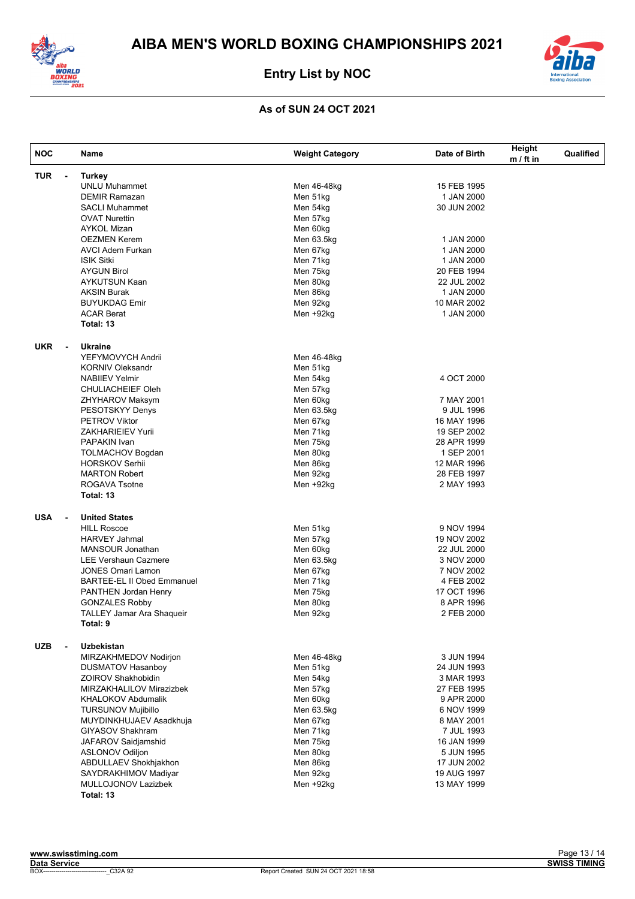# AIBA MEN'S WORLD BOXING CHAMPIONSHIPS 2021

## Entry List by NOC

### As of SUN 24 OCT 2021

| NOC | Name | Weight Category | Date of Birth | Height m / ft in | Qualified |
|---|---|---|---|---|---|
| **TUR -** | **Turkey** | | | | |
| | UNLU Muhammet | Men 46-48kg | 15 FEB 1995 | | |
| | DEMIR Ramazan | Men 51kg | 1 JAN 2000 | | |
| | SACLI Muhammet | Men 54kg | 30 JUN 2002 | | |
| | OVAT Nurettin | Men 57kg | | | |
| | AYKOL Mizan | Men 60kg | | | |
| | OEZMEN Kerem | Men 63.5kg | 1 JAN 2000 | | |
| | AVCI Adem Furkan | Men 67kg | 1 JAN 2000 | | |
| | ISIK Sitki | Men 71kg | 1 JAN 2000 | | |
| | AYGUN Birol | Men 75kg | 20 FEB 1994 | | |
| | AYKUTSUN Kaan | Men 80kg | 22 JUL 2002 | | |
| | AKSIN Burak | Men 86kg | 1 JAN 2000 | | |
| | BUYUKDAG Emir | Men 92kg | 10 MAR 2002 | | |
| | ACAR Berat | Men +92kg | 1 JAN 2000 | | |
| | **Total: 13** | | | | |
| **UKR -** | **Ukraine** | | | | |
| | YEFYMOVYCH Andrii | Men 46-48kg | | | |
| | KORNIV Oleksandr | Men 51kg | | | |
| | NABIIEV Yelmir | Men 54kg | 4 OCT 2000 | | |
| | CHULIACHEIEF Oleh | Men 57kg | | | |
| | ZHYHAROV Maksym | Men 60kg | 7 MAY 2001 | | |
| | PESOTSKYY Denys | Men 63.5kg | 9 JUL 1996 | | |
| | PETROV Viktor | Men 67kg | 16 MAY 1996 | | |
| | ZAKHARIEIEV Yurii | Men 71kg | 19 SEP 2002 | | |
| | PAPAKIN Ivan | Men 75kg | 28 APR 1999 | | |
| | TOLMACHOV Bogdan | Men 80kg | 1 SEP 2001 | | |
| | HORSKOV Serhii | Men 86kg | 12 MAR 1996 | | |
| | MARTON Robert | Men 92kg | 28 FEB 1997 | | |
| | ROGAVA Tsotne | Men +92kg | 2 MAY 1993 | | |
| | **Total: 13** | | | | |
| **USA -** | **United States** | | | | |
| | HILL Roscoe | Men 51kg | 9 NOV 1994 | | |
| | HARVEY Jahmal | Men 57kg | 19 NOV 2002 | | |
| | MANSOUR Jonathan | Men 60kg | 22 JUL 2000 | | |
| | LEE Vershaun Cazmere | Men 63.5kg | 3 NOV 2000 | | |
| | JONES Omari Lamon | Men 67kg | 7 NOV 2002 | | |
| | BARTEE-EL II Obed Emmanuel | Men 71kg | 4 FEB 2002 | | |
| | PANTHEN Jordan Henry | Men 75kg | 17 OCT 1996 | | |
| | GONZALES Robby | Men 80kg | 8 APR 1996 | | |
| | TALLEY Jamar Ara Shaqueir | Men 92kg | 2 FEB 2000 | | |
| | **Total: 9** | | | | |
| **UZB -** | **Uzbekistan** | | | | |
| | MIRZAKHMEDOV Nodirjon | Men 46-48kg | 3 JUN 1994 | | |
| | DUSMATOV Hasanboy | Men 51kg | 24 JUN 1993 | | |
| | ZOIROV Shakhobidin | Men 54kg | 3 MAR 1993 | | |
| | MIRZAKHALILOV Mirazizbek | Men 57kg | 27 FEB 1995 | | |
| | KHALOKOV Abdumalik | Men 60kg | 9 APR 2000 | | |
| | TURSUNOV Mujibillo | Men 63.5kg | 6 NOV 1999 | | |
| | MUYDINKHUJAEV Asadkhuja | Men 67kg | 8 MAY 2001 | | |
| | GIYASOV Shakhram | Men 71kg | 7 JUL 1993 | | |
| | JAFAROV Saidjamshid | Men 75kg | 16 JAN 1999 | | |
| | ASLONOV Odiljon | Men 80kg | 5 JUN 1995 | | |
| | ABDULLAEV Shokhjakhon | Men 86kg | 17 JUN 2002 | | |
| | SAYDRAKHIMOV Madiyar | Men 92kg | 19 AUG 1997 | | |
| | MULLOJONOV Lazizbek | Men +92kg | 13 MAY 1999 | | |
| | **Total: 13** | | | | |

www.swisstiming.com
Data Service
BOX------------------------------_C32A 92 Report Created SUN 24 OCT 2021 18:58
SWISS TIMING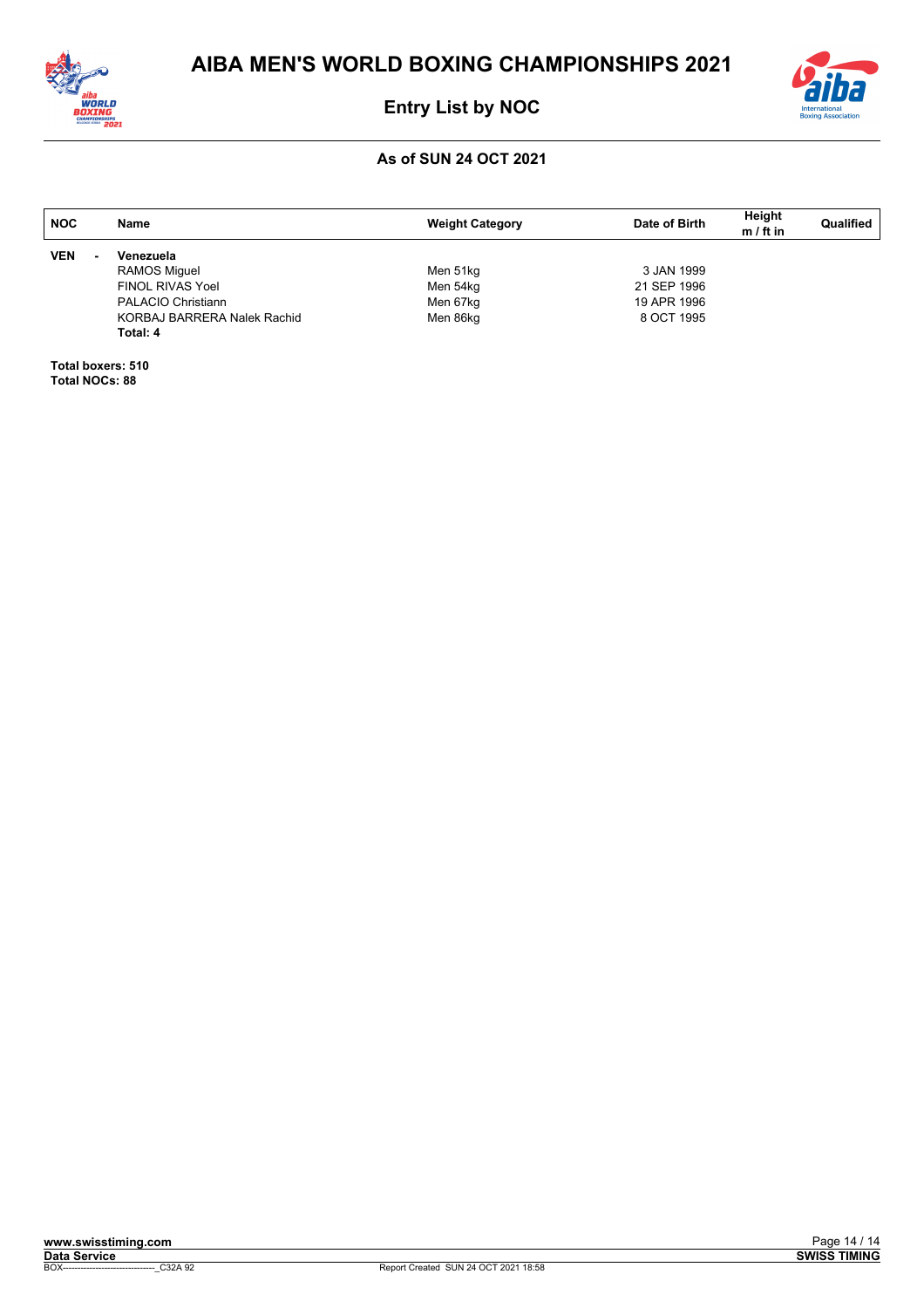# AIBA MEN'S WORLD BOXING CHAMPIONSHIPS 2021

## Entry List by NOC

### As of SUN 24 OCT 2021

| NOC | | Name | Weight Category | Date of Birth | Height m / ft in | Qualified |
|---|---|---|---|---|---|---|
| **VEN** | - | **Venezuela** | | | | |
| | | RAMOS Miguel | Men 51kg | 3 JAN 1999 | | |
| | | FINOL RIVAS Yoel | Men 54kg | 21 SEP 1996 | | |
| | | PALACIO Christiann | Men 67kg | 19 APR 1996 | | |
| | | KORBAJ BARRERA Nalek Rachid | Men 86kg | 8 OCT 1995 | | |
| | | **Total: 4** | | | | |

**Total boxers: 510**
**Total NOCs: 88**

www.swisstiming.com
Data Service
BOX------------------------------_C32A 92
Report Created SUN 24 OCT 2021 18:58
SWISS TIMING